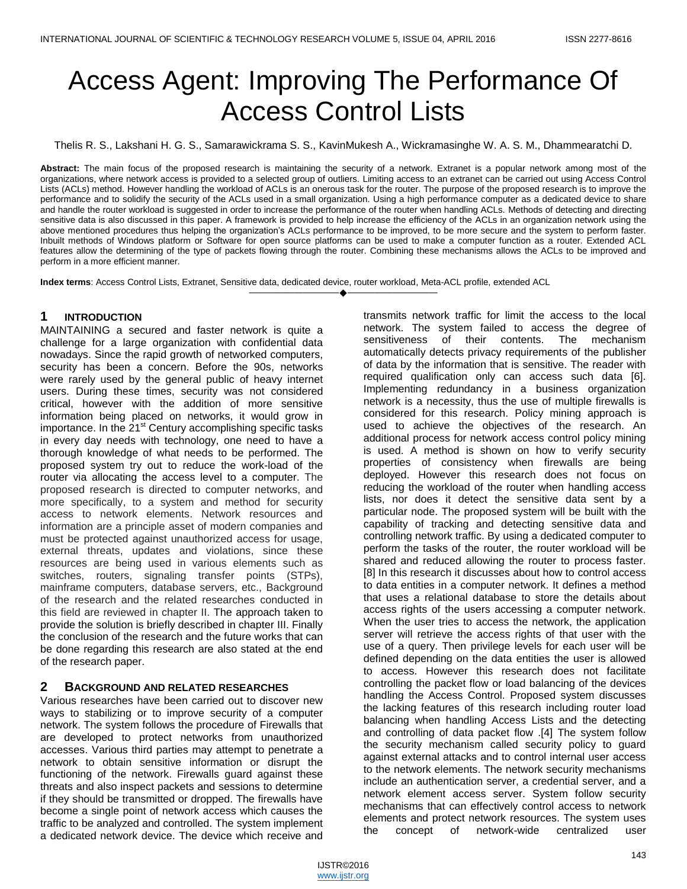# Access Agent: Improving The Performance Of Access Control Lists

Thelis R. S., Lakshani H. G. S., Samarawickrama S. S., KavinMukesh A., Wickramasinghe W. A. S. M., Dhammearatchi D.

**Abstract:** The main focus of the proposed research is maintaining the security of a network. Extranet is a popular network among most of the organizations, where network access is provided to a selected group of outliers. Limiting access to an extranet can be carried out using Access Control Lists (ACLs) method. However handling the workload of ACLs is an onerous task for the router. The purpose of the proposed research is to improve the performance and to solidify the security of the ACLs used in a small organization. Using a high performance computer as a dedicated device to share and handle the router workload is suggested in order to increase the performance of the router when handling ACLs. Methods of detecting and directing sensitive data is also discussed in this paper. A framework is provided to help increase the efficiency of the ACLs in an organization network using the above mentioned procedures thus helping the organization's ACLs performance to be improved, to be more secure and the system to perform faster. Inbuilt methods of Windows platform or Software for open source platforms can be used to make a computer function as a router. Extended ACL features allow the determining of the type of packets flowing through the router. Combining these mechanisms allows the ACLs to be improved and perform in a more efficient manner.

**Index terms**: Access Control Lists, Extranet, Sensitive data, dedicated device, router workload, Meta-ACL profile, extended ACL

---

## 1 INTRODUCTION

MAINTAINING a secured and faster network is quite a challenge for a large organization with confidential data nowadays. Since the rapid growth of networked computers, security has been a concern. Before the 90s, networks were rarely used by the general public of heavy internet users. During these times, security was not considered critical, however with the addition of more sensitive information being placed on networks, it would grow in importance. In the 21st Century accomplishing specific tasks in every day needs with technology, one need to have a thorough knowledge of what needs to be performed. The proposed system try out to reduce the work-load of the router via allocating the access level to a computer. The proposed research is directed to computer networks, and more specifically, to a system and method for security access to network elements. Network resources and information are a principle asset of modern companies and must be protected against unauthorized access for usage, external threats, updates and violations, since these resources are being used in various elements such as switches, routers, signaling transfer points (STPs), mainframe computers, database servers, etc., Background of the research and the related researches conducted in this field are reviewed in chapter II. The approach taken to provide the solution is briefly described in chapter III. Finally the conclusion of the research and the future works that can be done regarding this research are also stated at the end of the research paper.

## 2 BACKGROUND AND RELATED RESEARCHES

Various researches have been carried out to discover new ways to stabilizing or to improve security of a computer network. The system follows the procedure of Firewalls that are developed to protect networks from unauthorized accesses. Various third parties may attempt to penetrate a network to obtain sensitive information or disrupt the functioning of the network. Firewalls guard against these threats and also inspect packets and sessions to determine if they should be transmitted or dropped. The firewalls have become a single point of network access which causes the traffic to be analyzed and controlled. The system implement a dedicated network device. The device which receive and transmits network traffic for limit the access to the local network. The system failed to access the degree of sensitiveness of their contents. The mechanism automatically detects privacy requirements of the publisher of data by the information that is sensitive. The reader with required qualification only can access such data [6]. Implementing redundancy in a business organization network is a necessity, thus the use of multiple firewalls is considered for this research. Policy mining approach is used to achieve the objectives of the research. An additional process for network access control policy mining is used. A method is shown on how to verify security properties of consistency when firewalls are being deployed. However this research does not focus on reducing the workload of the router when handling access lists, nor does it detect the sensitive data sent by a particular node. The proposed system will be built with the capability of tracking and detecting sensitive data and controlling network traffic. By using a dedicated computer to perform the tasks of the router, the router workload will be shared and reduced allowing the router to process faster. [8] In this research it discusses about how to control access to data entities in a computer network. It defines a method that uses a relational database to store the details about access rights of the users accessing a computer network. When the user tries to access the network, the application server will retrieve the access rights of that user with the use of a query. Then privilege levels for each user will be defined depending on the data entities the user is allowed to access. However this research does not facilitate controlling the packet flow or load balancing of the devices handling the Access Control. Proposed system discusses the lacking features of this research including router load balancing when handling Access Lists and the detecting and controlling of data packet flow .[4] The system follow the security mechanism called security policy to guard against external attacks and to control internal user access to the network elements. The network security mechanisms include an authentication server, a credential server, and a network element access server. System follow security mechanisms that can effectively control access to network elements and protect network resources. The system uses the concept of network-wide centralized user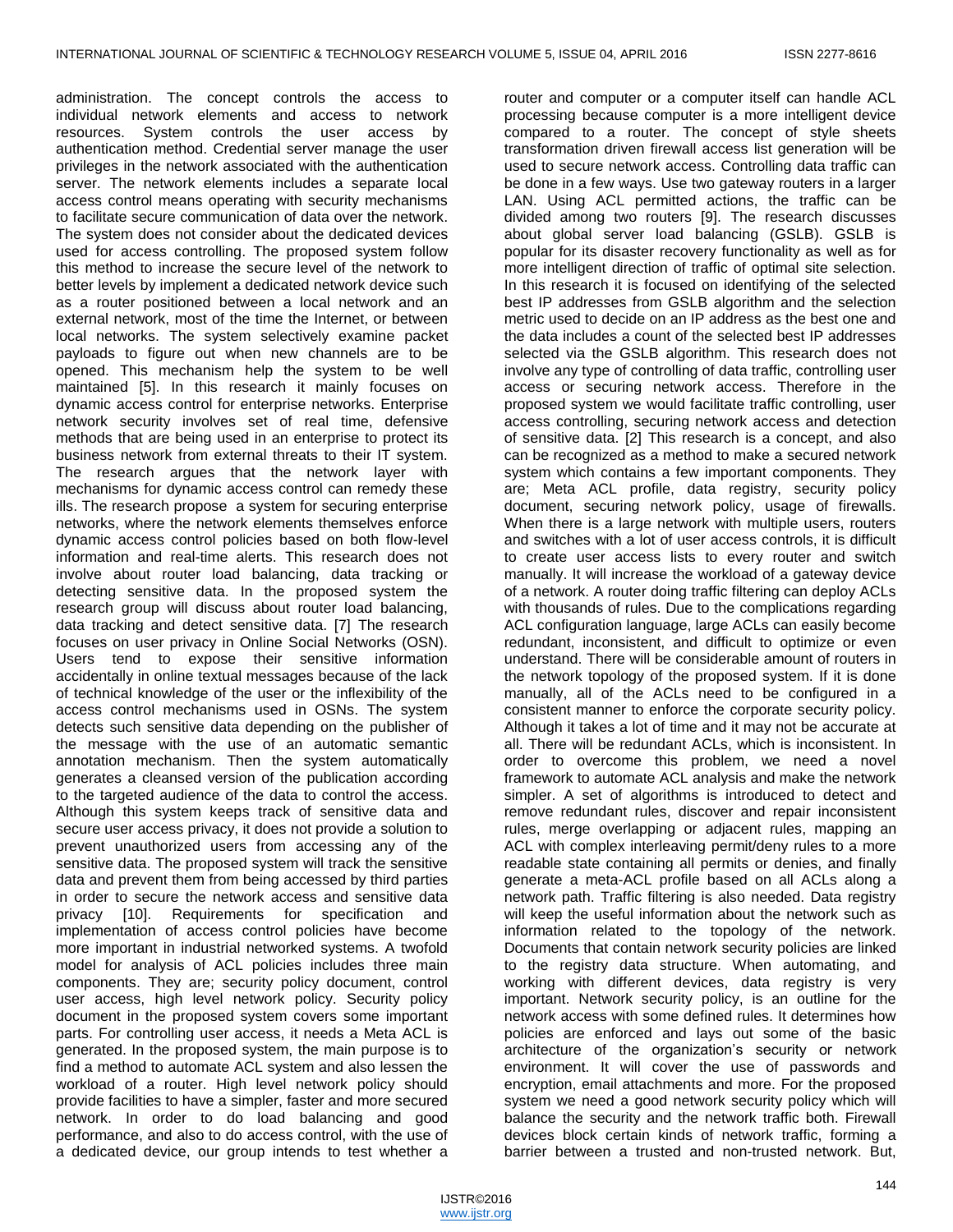administration. The concept controls the access to individual network elements and access to network resources. System controls the user access by authentication method. Credential server manage the user privileges in the network associated with the authentication server. The network elements includes a separate local access control means operating with security mechanisms to facilitate secure communication of data over the network. The system does not consider about the dedicated devices used for access controlling. The proposed system follow this method to increase the secure level of the network to better levels by implement a dedicated network device such as a router positioned between a local network and an external network, most of the time the Internet, or between local networks. The system selectively examine packet payloads to figure out when new channels are to be opened. This mechanism help the system to be well maintained [5]. In this research it mainly focuses on dynamic access control for enterprise networks. Enterprise network security involves set of real time, defensive methods that are being used in an enterprise to protect its business network from external threats to their IT system. The research argues that the network layer with mechanisms for dynamic access control can remedy these ills. The research propose a system for securing enterprise networks, where the network elements themselves enforce dynamic access control policies based on both flow-level information and real-time alerts. This research does not involve about router load balancing, data tracking or detecting sensitive data. In the proposed system the research group will discuss about router load balancing, data tracking and detect sensitive data. [7] The research focuses on user privacy in Online Social Networks (OSN). Users tend to expose their sensitive information accidentally in online textual messages because of the lack of technical knowledge of the user or the inflexibility of the access control mechanisms used in OSNs. The system detects such sensitive data depending on the publisher of the message with the use of an automatic semantic annotation mechanism. Then the system automatically generates a cleansed version of the publication according to the targeted audience of the data to control the access. Although this system keeps track of sensitive data and secure user access privacy, it does not provide a solution to prevent unauthorized users from accessing any of the sensitive data. The proposed system will track the sensitive data and prevent them from being accessed by third parties in order to secure the network access and sensitive data privacy [10]. Requirements for specification and implementation of access control policies have become more important in industrial networked systems. A twofold model for analysis of ACL policies includes three main components. They are; security policy document, control user access, high level network policy. Security policy document in the proposed system covers some important parts. For controlling user access, it needs a Meta ACL is generated. In the proposed system, the main purpose is to find a method to automate ACL system and also lessen the workload of a router. High level network policy should provide facilities to have a simpler, faster and more secured network. In order to do load balancing and good performance, and also to do access control, with the use of a dedicated device, our group intends to test whether a router and computer or a computer itself can handle ACL processing because computer is a more intelligent device compared to a router. The concept of style sheets transformation driven firewall access list generation will be used to secure network access. Controlling data traffic can be done in a few ways. Use two gateway routers in a larger LAN. Using ACL permitted actions, the traffic can be divided among two routers [9]. The research discusses about global server load balancing (GSLB). GSLB is popular for its disaster recovery functionality as well as for more intelligent direction of traffic of optimal site selection. In this research it is focused on identifying of the selected best IP addresses from GSLB algorithm and the selection metric used to decide on an IP address as the best one and the data includes a count of the selected best IP addresses selected via the GSLB algorithm. This research does not involve any type of controlling of data traffic, controlling user access or securing network access. Therefore in the proposed system we would facilitate traffic controlling, user access controlling, securing network access and detection of sensitive data. [2] This research is a concept, and also can be recognized as a method to make a secured network system which contains a few important components. They are; Meta ACL profile, data registry, security policy document, securing network policy, usage of firewalls. When there is a large network with multiple users, routers and switches with a lot of user access controls, it is difficult to create user access lists to every router and switch manually. It will increase the workload of a gateway device of a network. A router doing traffic filtering can deploy ACLs with thousands of rules. Due to the complications regarding ACL configuration language, large ACLs can easily become redundant, inconsistent, and difficult to optimize or even understand. There will be considerable amount of routers in the network topology of the proposed system. If it is done manually, all of the ACLs need to be configured in a consistent manner to enforce the corporate security policy. Although it takes a lot of time and it may not be accurate at all. There will be redundant ACLs, which is inconsistent. In order to overcome this problem, we need a novel framework to automate ACL analysis and make the network simpler. A set of algorithms is introduced to detect and remove redundant rules, discover and repair inconsistent rules, merge overlapping or adjacent rules, mapping an ACL with complex interleaving permit/deny rules to a more readable state containing all permits or denies, and finally generate a meta-ACL profile based on all ACLs along a network path. Traffic filtering is also needed. Data registry will keep the useful information about the network such as information related to the topology of the network. Documents that contain network security policies are linked to the registry data structure. When automating, and working with different devices, data registry is very important. Network security policy, is an outline for the network access with some defined rules. It determines how policies are enforced and lays out some of the basic architecture of the organization's security or network environment. It will cover the use of passwords and encryption, email attachments and more. For the proposed system we need a good network security policy which will balance the security and the network traffic both. Firewall devices block certain kinds of network traffic, forming a barrier between a trusted and non-trusted network. But,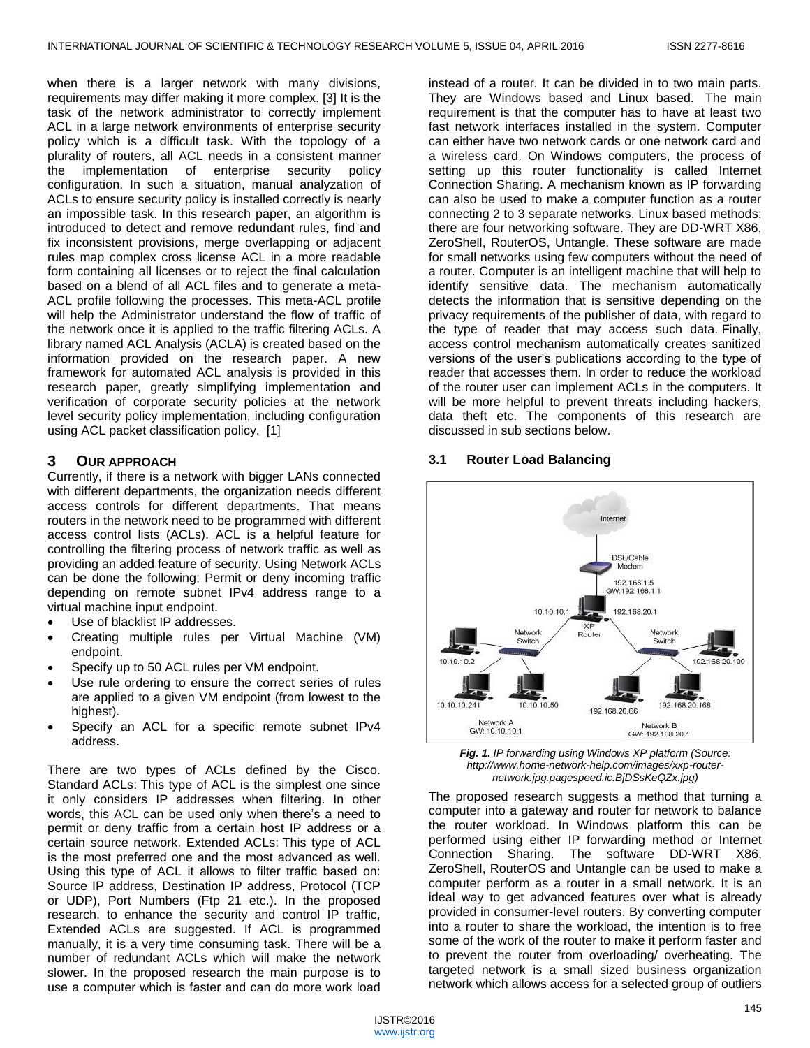when there is a larger network with many divisions, requirements may differ making it more complex. [3] It is the task of the network administrator to correctly implement ACL in a large network environments of enterprise security policy which is a difficult task. With the topology of a plurality of routers, all ACL needs in a consistent manner the implementation of enterprise security policy configuration. In such a situation, manual analyzation of ACLs to ensure security policy is installed correctly is nearly an impossible task. In this research paper, an algorithm is introduced to detect and remove redundant rules, find and fix inconsistent provisions, merge overlapping or adjacent rules map complex cross license ACL in a more readable form containing all licenses or to reject the final calculation based on a blend of all ACL files and to generate a meta-ACL profile following the processes. This meta-ACL profile will help the Administrator understand the flow of traffic of the network once it is applied to the traffic filtering ACLs. A library named ACL Analysis (ACLA) is created based on the information provided on the research paper. A new framework for automated ACL analysis is provided in this research paper, greatly simplifying implementation and verification of corporate security policies at the network level security policy implementation, including configuration using ACL packet classification policy. [1]

## 3 OUR APPROACH

Currently, if there is a network with bigger LANs connected with different departments, the organization needs different access controls for different departments. That means routers in the network need to be programmed with different access control lists (ACLs). ACL is a helpful feature for controlling the filtering process of network traffic as well as providing an added feature of security. Using Network ACLs can be done the following; Permit or deny incoming traffic depending on remote subnet IPv4 address range to a virtual machine input endpoint.

- Use of blacklist IP addresses.
- Creating multiple rules per Virtual Machine (VM) endpoint.
- Specify up to 50 ACL rules per VM endpoint.
- Use rule ordering to ensure the correct series of rules are applied to a given VM endpoint (from lowest to the highest).
- Specify an ACL for a specific remote subnet IPv4 address.

There are two types of ACLs defined by the Cisco. Standard ACLs: This type of ACL is the simplest one since it only considers IP addresses when filtering. In other words, this ACL can be used only when there's a need to permit or deny traffic from a certain host IP address or a certain source network. Extended ACLs: This type of ACL is the most preferred one and the most advanced as well. Using this type of ACL it allows to filter traffic based on: Source IP address, Destination IP address, Protocol (TCP or UDP), Port Numbers (Ftp 21 etc.). In the proposed research, to enhance the security and control IP traffic, Extended ACLs are suggested. If ACL is programmed manually, it is a very time consuming task. There will be a number of redundant ACLs which will make the network slower. In the proposed research the main purpose is to use a computer which is faster and can do more work load instead of a router. It can be divided in to two main parts. They are Windows based and Linux based. The main requirement is that the computer has to have at least two fast network interfaces installed in the system. Computer can either have two network cards or one network card and a wireless card. On Windows computers, the process of setting up this router functionality is called Internet Connection Sharing. A mechanism known as IP forwarding can also be used to make a computer function as a router connecting 2 to 3 separate networks. Linux based methods; there are four networking software. They are DD-WRT X86, ZeroShell, RouterOS, Untangle. These software are made for small networks using few computers without the need of a router. Computer is an intelligent machine that will help to identify sensitive data. The mechanism automatically detects the information that is sensitive depending on the privacy requirements of the publisher of data, with regard to the type of reader that may access such data. Finally, access control mechanism automatically creates sanitized versions of the user's publications according to the type of reader that accesses them. In order to reduce the workload of the router user can implement ACLs in the computers. It will be more helpful to prevent threats including hackers, data theft etc. The components of this research are discussed in sub sections below.

### 3.1 Router Load Balancing

***Fig. 1.*** *IP forwarding using Windows XP platform (Source: http://www.home-network-help.com/images/xxp-router-network.jpg.pagespeed.ic.BjDSsKeQZx.jpg)*

The proposed research suggests a method that turning a computer into a gateway and router for network to balance the router workload. In Windows platform this can be performed using either IP forwarding method or Internet Connection Sharing. The software DD-WRT X86, ZeroShell, RouterOS and Untangle can be used to make a computer perform as a router in a small network. It is an ideal way to get advanced features over what is already provided in consumer-level routers. By converting computer into a router to share the workload, the intention is to free some of the work of the router to make it perform faster and to prevent the router from overloading/ overheating. The targeted network is a small sized business organization network which allows access for a selected group of outliers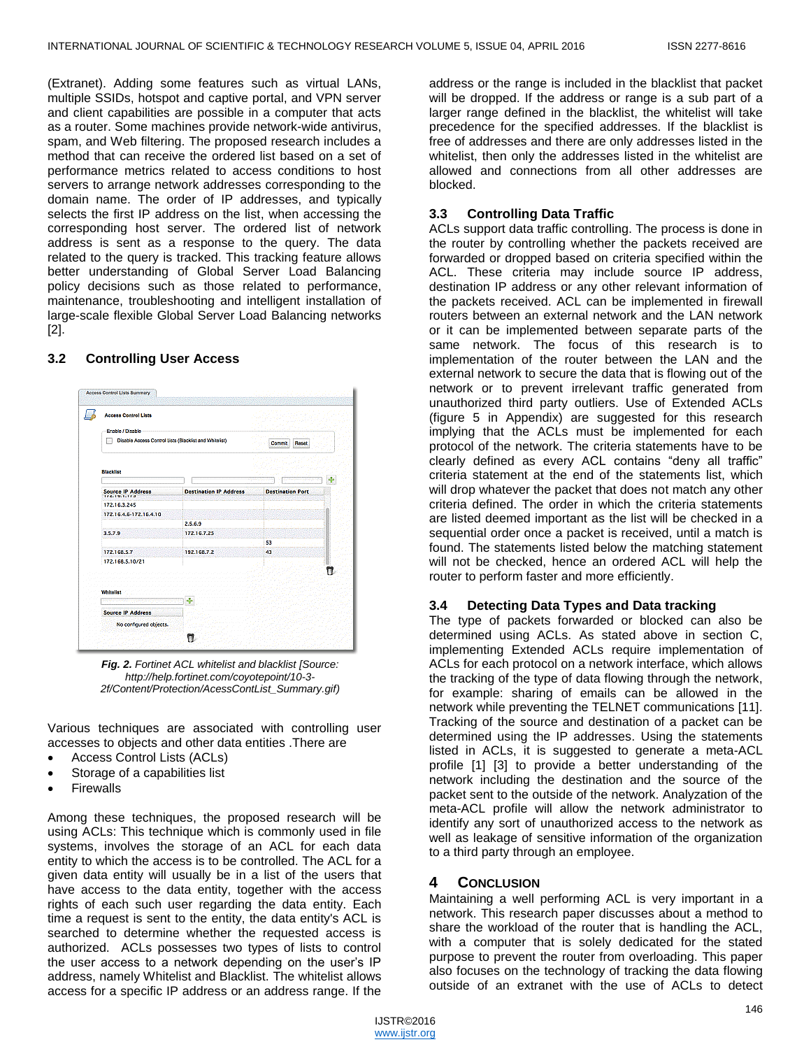(Extranet). Adding some features such as virtual LANs, multiple SSIDs, hotspot and captive portal, and VPN server and client capabilities are possible in a computer that acts as a router. Some machines provide network-wide antivirus, spam, and Web filtering. The proposed research includes a method that can receive the ordered list based on a set of performance metrics related to access conditions to host servers to arrange network addresses corresponding to the domain name. The order of IP addresses, and typically selects the first IP address on the list, when accessing the corresponding host server. The ordered list of network address is sent as a response to the query. The data related to the query is tracked. This tracking feature allows better understanding of Global Server Load Balancing policy decisions such as those related to performance, maintenance, troubleshooting and intelligent installation of large-scale flexible Global Server Load Balancing networks [2].

### 3.2 Controlling User Access

***Fig. 2.*** *Fortinet ACL whitelist and blacklist [Source: http://help.fortinet.com/coyotepoint/10-3-2f/Content/Protection/AcessContList_Summary.gif)*

Various techniques are associated with controlling user accesses to objects and other data entities .There are

- Access Control Lists (ACLs)
- Storage of a capabilities list
- Firewalls

Among these techniques, the proposed research will be using ACLs: This technique which is commonly used in file systems, involves the storage of an ACL for each data entity to which the access is to be controlled. The ACL for a given data entity will usually be in a list of the users that have access to the data entity, together with the access rights of each such user regarding the data entity. Each time a request is sent to the entity, the data entity's ACL is searched to determine whether the requested access is authorized. ACLs possesses two types of lists to control the user access to a network depending on the user's IP address, namely Whitelist and Blacklist. The whitelist allows access for a specific IP address or an address range. If the address or the range is included in the blacklist that packet will be dropped. If the address or range is a sub part of a larger range defined in the blacklist, the whitelist will take precedence for the specified addresses. If the blacklist is free of addresses and there are only addresses listed in the whitelist, then only the addresses listed in the whitelist are allowed and connections from all other addresses are blocked.

### 3.3 Controlling Data Traffic

ACLs support data traffic controlling. The process is done in the router by controlling whether the packets received are forwarded or dropped based on criteria specified within the ACL. These criteria may include source IP address, destination IP address or any other relevant information of the packets received. ACL can be implemented in firewall routers between an external network and the LAN network or it can be implemented between separate parts of the same network. The focus of this research is to implementation of the router between the LAN and the external network to secure the data that is flowing out of the network or to prevent irrelevant traffic generated from unauthorized third party outliers. Use of Extended ACLs (figure 5 in Appendix) are suggested for this research implying that the ACLs must be implemented for each protocol of the network. The criteria statements have to be clearly defined as every ACL contains "deny all traffic" criteria statement at the end of the statements list, which will drop whatever the packet that does not match any other criteria defined. The order in which the criteria statements are listed deemed important as the list will be checked in a sequential order once a packet is received, until a match is found. The statements listed below the matching statement will not be checked, hence an ordered ACL will help the router to perform faster and more efficiently.

### 3.4 Detecting Data Types and Data tracking

The type of packets forwarded or blocked can also be determined using ACLs. As stated above in section C, implementing Extended ACLs require implementation of ACLs for each protocol on a network interface, which allows the tracking of the type of data flowing through the network, for example: sharing of emails can be allowed in the network while preventing the TELNET communications [11]. Tracking of the source and destination of a packet can be determined using the IP addresses. Using the statements listed in ACLs, it is suggested to generate a meta-ACL profile [1] [3] to provide a better understanding of the network including the destination and the source of the packet sent to the outside of the network. Analyzation of the meta-ACL profile will allow the network administrator to identify any sort of unauthorized access to the network as well as leakage of sensitive information of the organization to a third party through an employee.

## 4 Conclusion

Maintaining a well performing ACL is very important in a network. This research paper discusses about a method to share the workload of the router that is handling the ACL, with a computer that is solely dedicated for the stated purpose to prevent the router from overloading. This paper also focuses on the technology of tracking the data flowing outside of an extranet with the use of ACLs to detect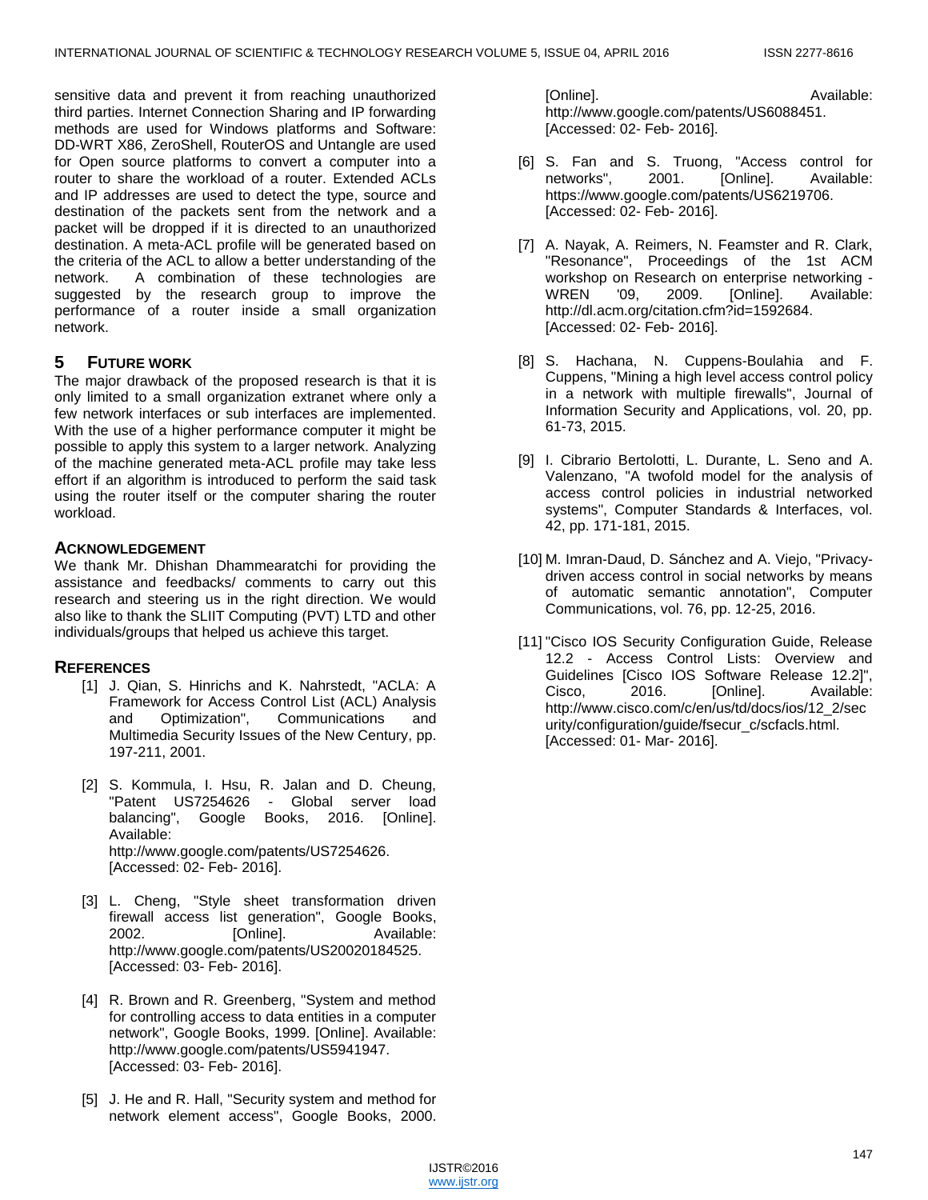sensitive data and prevent it from reaching unauthorized third parties. Internet Connection Sharing and IP forwarding methods are used for Windows platforms and Software: DD-WRT X86, ZeroShell, RouterOS and Untangle are used for Open source platforms to convert a computer into a router to share the workload of a router. Extended ACLs and IP addresses are used to detect the type, source and destination of the packets sent from the network and a packet will be dropped if it is directed to an unauthorized destination. A meta-ACL profile will be generated based on the criteria of the ACL to allow a better understanding of the network. A combination of these technologies are suggested by the research group to improve the performance of a router inside a small organization network.

## 5 FUTURE WORK

The major drawback of the proposed research is that it is only limited to a small organization extranet where only a few network interfaces or sub interfaces are implemented. With the use of a higher performance computer it might be possible to apply this system to a larger network. Analyzing of the machine generated meta-ACL profile may take less effort if an algorithm is introduced to perform the said task using the router itself or the computer sharing the router workload.

## ACKNOWLEDGEMENT

We thank Mr. Dhishan Dhammearatchi for providing the assistance and feedbacks/ comments to carry out this research and steering us in the right direction. We would also like to thank the SLIIT Computing (PVT) LTD and other individuals/groups that helped us achieve this target.

## REFERENCES

[1] J. Qian, S. Hinrichs and K. Nahrstedt, "ACLA: A Framework for Access Control List (ACL) Analysis and Optimization", Communications and Multimedia Security Issues of the New Century, pp. 197-211, 2001.

[2] S. Kommula, I. Hsu, R. Jalan and D. Cheung, "Patent US7254626 - Global server load balancing", Google Books, 2016. [Online]. Available: http://www.google.com/patents/US7254626. [Accessed: 02- Feb- 2016].

[3] L. Cheng, "Style sheet transformation driven firewall access list generation", Google Books, 2002. [Online]. Available: http://www.google.com/patents/US20020184525. [Accessed: 03- Feb- 2016].

[4] R. Brown and R. Greenberg, "System and method for controlling access to data entities in a computer network", Google Books, 1999. [Online]. Available: http://www.google.com/patents/US5941947. [Accessed: 03- Feb- 2016].

[5] J. He and R. Hall, "Security system and method for network element access", Google Books, 2000. [Online]. Available: http://www.google.com/patents/US6088451. [Accessed: 02- Feb- 2016].

[6] S. Fan and S. Truong, "Access control for networks", 2001. [Online]. Available: https://www.google.com/patents/US6219706. [Accessed: 02- Feb- 2016].

[7] A. Nayak, A. Reimers, N. Feamster and R. Clark, "Resonance", Proceedings of the 1st ACM workshop on Research on enterprise networking - WREN '09, 2009. [Online]. Available: http://dl.acm.org/citation.cfm?id=1592684. [Accessed: 02- Feb- 2016].

[8] S. Hachana, N. Cuppens-Boulahia and F. Cuppens, "Mining a high level access control policy in a network with multiple firewalls", Journal of Information Security and Applications, vol. 20, pp. 61-73, 2015.

[9] I. Cibrario Bertolotti, L. Durante, L. Seno and A. Valenzano, "A twofold model for the analysis of access control policies in industrial networked systems", Computer Standards & Interfaces, vol. 42, pp. 171-181, 2015.

[10] M. Imran-Daud, D. Sánchez and A. Viejo, "Privacy-driven access control in social networks by means of automatic semantic annotation", Computer Communications, vol. 76, pp. 12-25, 2016.

[11] "Cisco IOS Security Configuration Guide, Release 12.2 - Access Control Lists: Overview and Guidelines [Cisco IOS Software Release 12.2]", Cisco, 2016. [Online]. Available: http://www.cisco.com/c/en/us/td/docs/ios/12_2/security/configuration/guide/fsecur_c/scfacls.html. [Accessed: 01- Mar- 2016].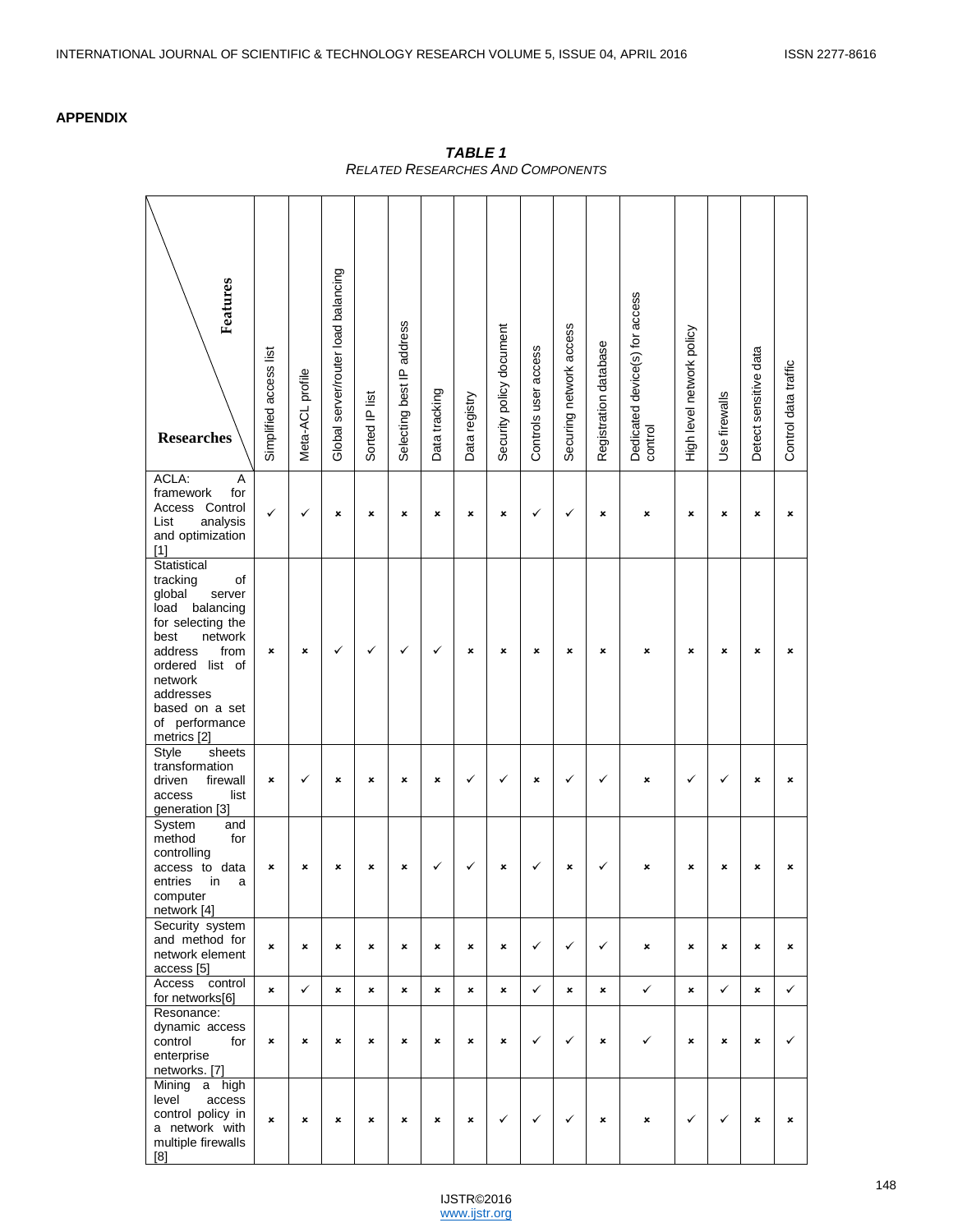## APPENDIX

***TABLE 1***
*Related Researches And Components*

| Researches \ Features | Simplified access list | Meta-ACL profile | Global server/router load balancing | Sorted IP list | Selecting best IP address | Data tracking | Data registry | Security policy document | Controls user access | Securing network access | Registration database | Dedicated device(s) for access control | High level network policy | Use firewalls | Detect sensitive data | Control data traffic |
|---|---|---|---|---|---|---|---|---|---|---|---|---|---|---|---|---|
| ACLA: A framework for Access Control List analysis and optimization [1] | ✓ | ✓ | × | × | × | × | × | × | ✓ | ✓ | × | × | × | × | × | × |
| Statistical tracking of global server load balancing for selecting the best network address from ordered list of network addresses based on a set of performance metrics [2] | × | × | ✓ | ✓ | ✓ | ✓ | × | × | × | × | × | × | × | × | × | × |
| Style sheets transformation driven firewall access list generation [3] | × | ✓ | × | × | × | × | ✓ | ✓ | × | ✓ | ✓ | × | ✓ | ✓ | × | × |
| System and method for controlling access to data entries in a computer network [4] | × | × | × | × | × | ✓ | ✓ | × | ✓ | × | ✓ | × | × | × | × | × |
| Security system and method for network element access [5] | × | × | × | × | × | × | × | × | ✓ | ✓ | ✓ | × | × | × | × | × |
| Access control for networks[6] | × | ✓ | × | × | × | × | × | × | ✓ | × | × | ✓ | × | ✓ | × | ✓ |
| Resonance: dynamic access control for enterprise networks. [7] | × | × | × | × | × | × | × | × | ✓ | ✓ | × | ✓ | × | × | × | ✓ |
| Mining a high level access control policy in a network with multiple firewalls [8] | × | × | × | × | × | × | × | ✓ | ✓ | ✓ | × | × | ✓ | ✓ | × | × |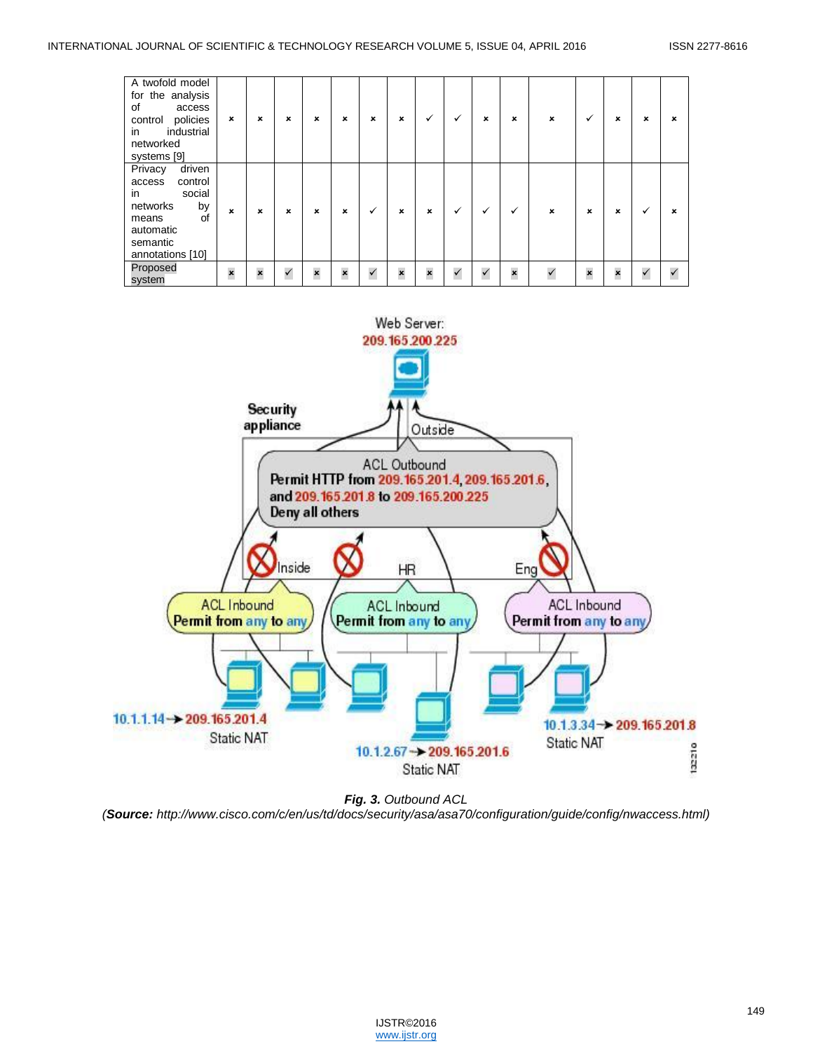| | | | | | | | | | | | | | | | | |
|---|---|---|---|---|---|---|---|---|---|---|---|---|---|---|---|---|
| A twofold model for the analysis of access control policies in industrial networked systems [9] | × | × | × | × | × | × | × | ✓ | ✓ | × | × | × | ✓ | × | × | × |
| Privacy driven access control in social networks by means of automatic semantic annotations [10] | × | × | × | × | × | ✓ | × | × | ✓ | ✓ | ✓ | × | × | × | ✓ | × |
| Proposed system | × | × | ✓ | × | × | ✓ | × | × | ✓ | ✓ | × | ✓ | × | × | ✓ | ✓ |

***Fig. 3.*** *Outbound ACL*
*(**Source:** http://www.cisco.com/c/en/us/td/docs/security/asa/asa70/configuration/guide/config/nwaccess.html)*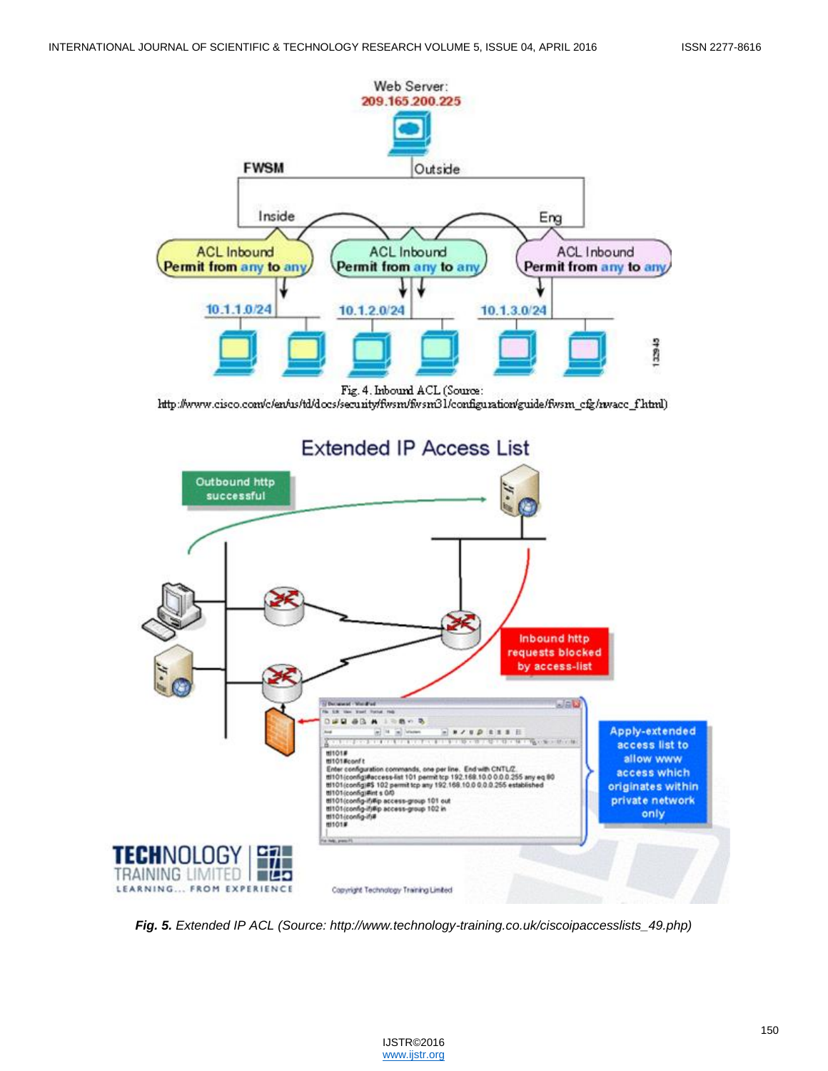Web Server:
209.165.200.225

FWSM

Outside

Inside

Eng

ACL Inbound
Permit from any to any

ACL Inbound
Permit from any to any

ACL Inbound
Permit from any to any

10.1.1.0/24

10.1.2.0/24

10.1.3.0/24

132945

Fig. 4. Inbound ACL (Source: http://www.cisco.com/c/en/us/td/docs/security/fwsm/fwsm31/configuration/guide/fwsm_cfg/mwacc_f.html)

Extended IP Access List

Outbound http successful

Inbound http requests blocked by access-list

Apply extended access list to allow www access which originates within private network only

TECHNOLOGY TRAINING LIMITED
LEARNING... FROM EXPERIENCE

Copyright Technology Training Limited

***Fig. 5.*** *Extended IP ACL (Source: http://www.technology-training.co.uk/ciscoipaccesslists_49.php)*